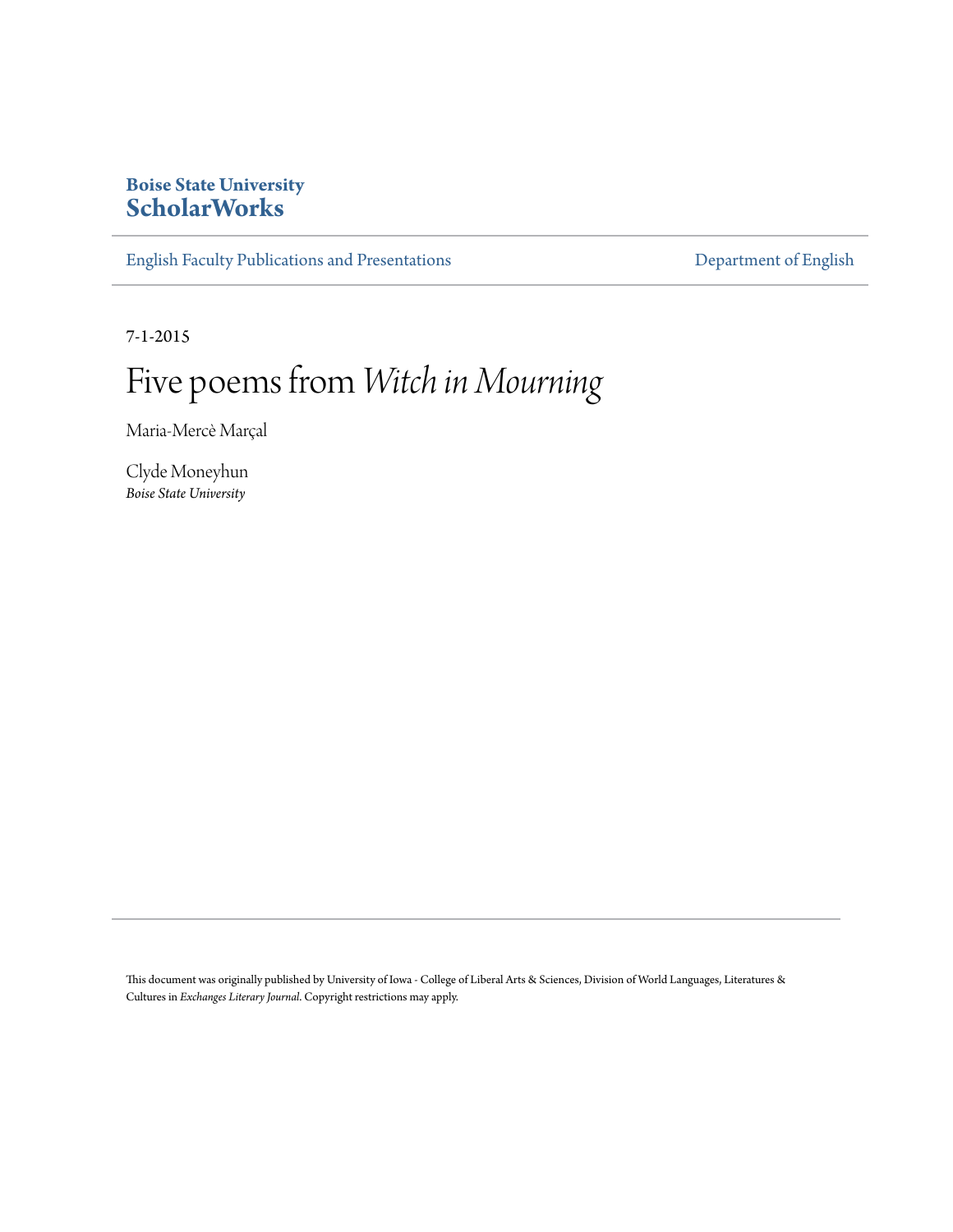**Boise State University**
**ScholarWorks**

English Faculty Publications and Presentations | Department of English

7-1-2015

# Five poems from *Witch in Mourning*

Maria-Mercè Marçal

Clyde Moneyhun
*Boise State University*

This document was originally published by University of Iowa - College of Liberal Arts & Sciences, Division of World Languages, Literatures & Cultures in *Exchanges Literary Journal*. Copyright restrictions may apply.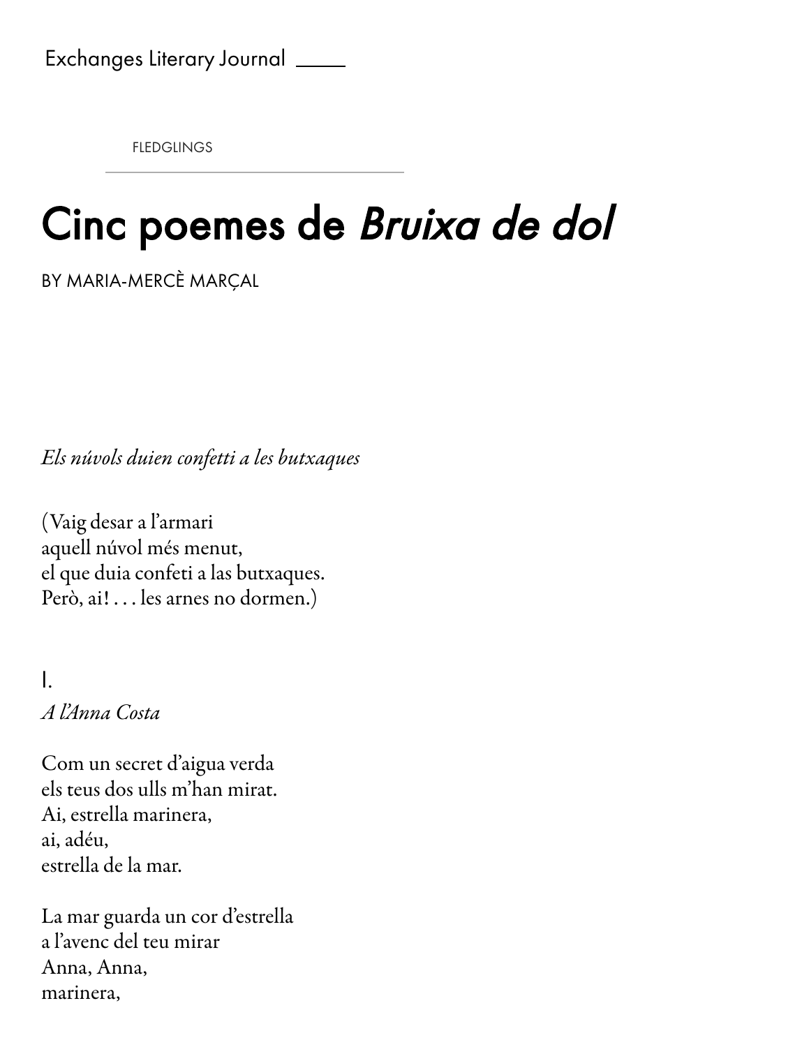FLEDGLINGS

# Cinc poemes de *Bruixa de dol*

BY MARIA-MERCÈ MARÇAL

*Els núvols duien confetti a les butxaques*

(Vaig desar a l'armari  
aquell núvol més menut,  
el que duia confeti a las butxaques.  
Però, ai! . . . les arnes no dormen.)

I.

*A l'Anna Costa*

Com un secret d'aigua verda  
els teus dos ulls m'han mirat.  
Ai, estrella marinera,  
ai, adéu,  
estrella de la mar.

La mar guarda un cor d'estrella  
a l'avenc del teu mirar  
Anna, Anna,  
marinera,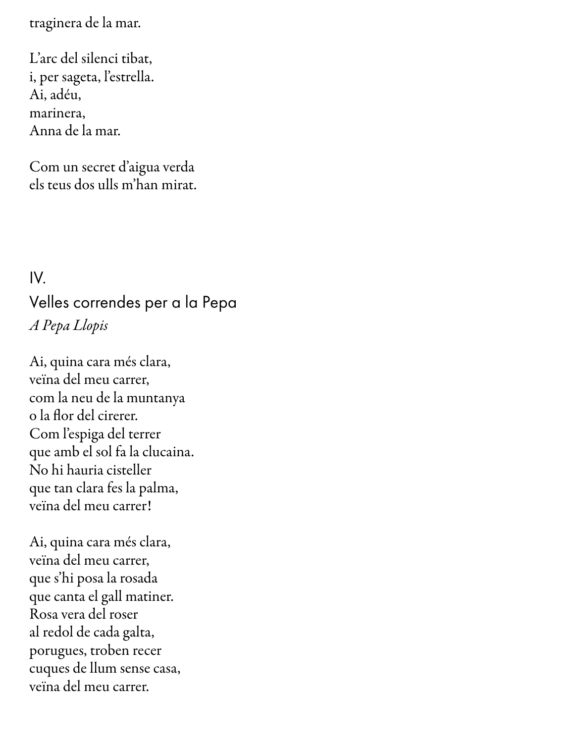traginera de la mar.

L'arc del silenci tibat,
i, per sageta, l'estrella.
Ai, adéu,
marinera,
Anna de la mar.

Com un secret d'aigua verda
els teus dos ulls m'han mirat.

## IV.

## Velles correndes per a la Pepa

*A Pepa Llopis*

Ai, quina cara més clara,
veïna del meu carrer,
com la neu de la muntanya
o la flor del cirerer.
Com l'espiga del terrer
que amb el sol fa la clucaina.
No hi hauria cisteller
que tan clara fes la palma,
veïna del meu carrer!

Ai, quina cara més clara,
veïna del meu carrer,
que s'hi posa la rosada
que canta el gall matiner.
Rosa vera del roser
al redol de cada galta,
porugues, troben recer
cuques de llum sense casa,
veïna del meu carrer.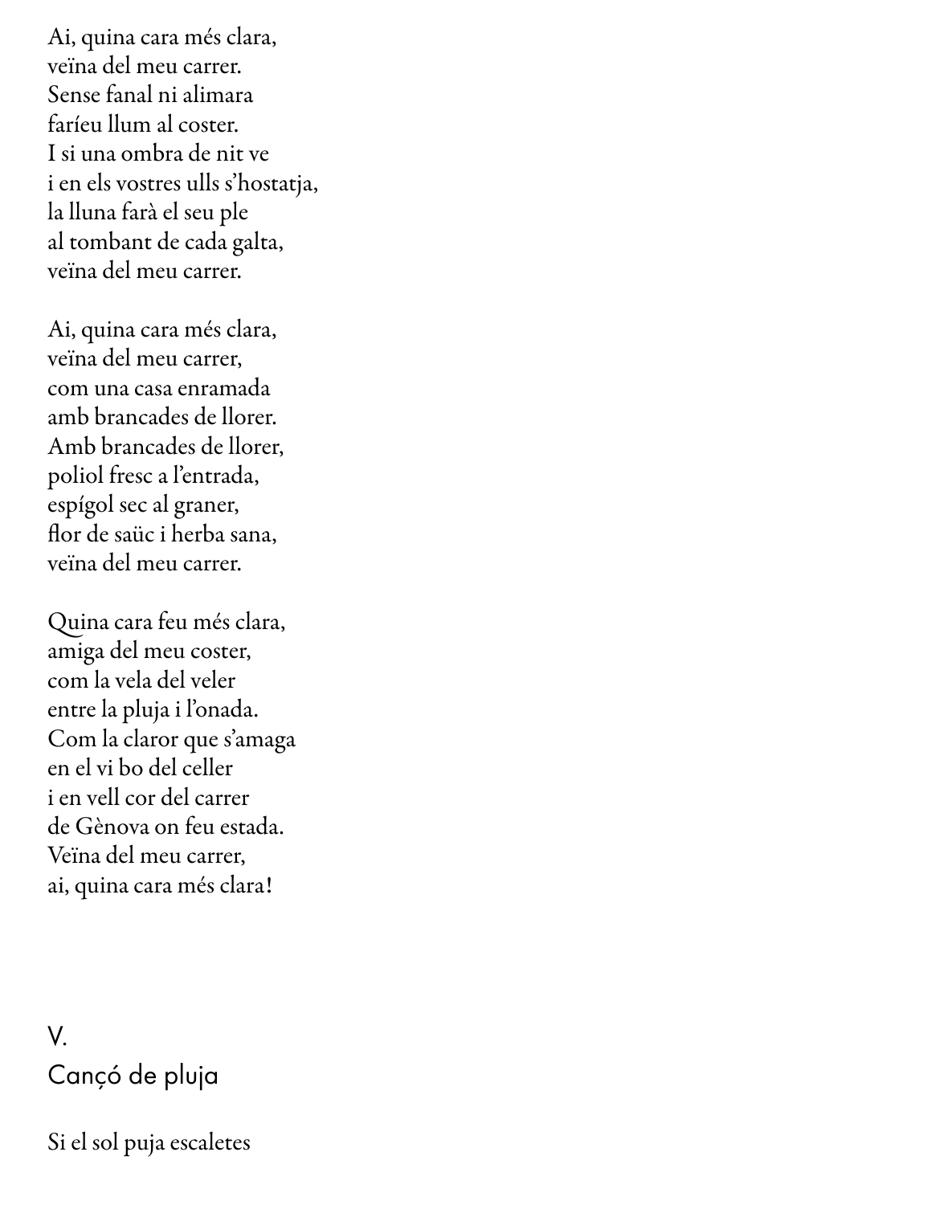Ai, quina cara més clara,  
veïna del meu carrer.  
Sense fanal ni alimara  
faríeu llum al coster.  
I si una ombra de nit ve  
i en els vostres ulls s'hostatja,  
la lluna farà el seu ple  
al tombant de cada galta,  
veïna del meu carrer.

Ai, quina cara més clara,  
veïna del meu carrer,  
com una casa enramada  
amb brancades de llorer.  
Amb brancades de llorer,  
poliol fresc a l'entrada,  
espígol sec al graner,  
flor de saüc i herba sana,  
veïna del meu carrer.

Quina cara feu més clara,  
amiga del meu coster,  
com la vela del veler  
entre la pluja i l'onada.  
Com la claror que s'amaga  
en el vi bo del celler  
i en vell cor del carrer  
de Gènova on feu estada.  
Veïna del meu carrer,  
ai, quina cara més clara!

## V.
## Cançó de pluja

Si el sol puja escaletes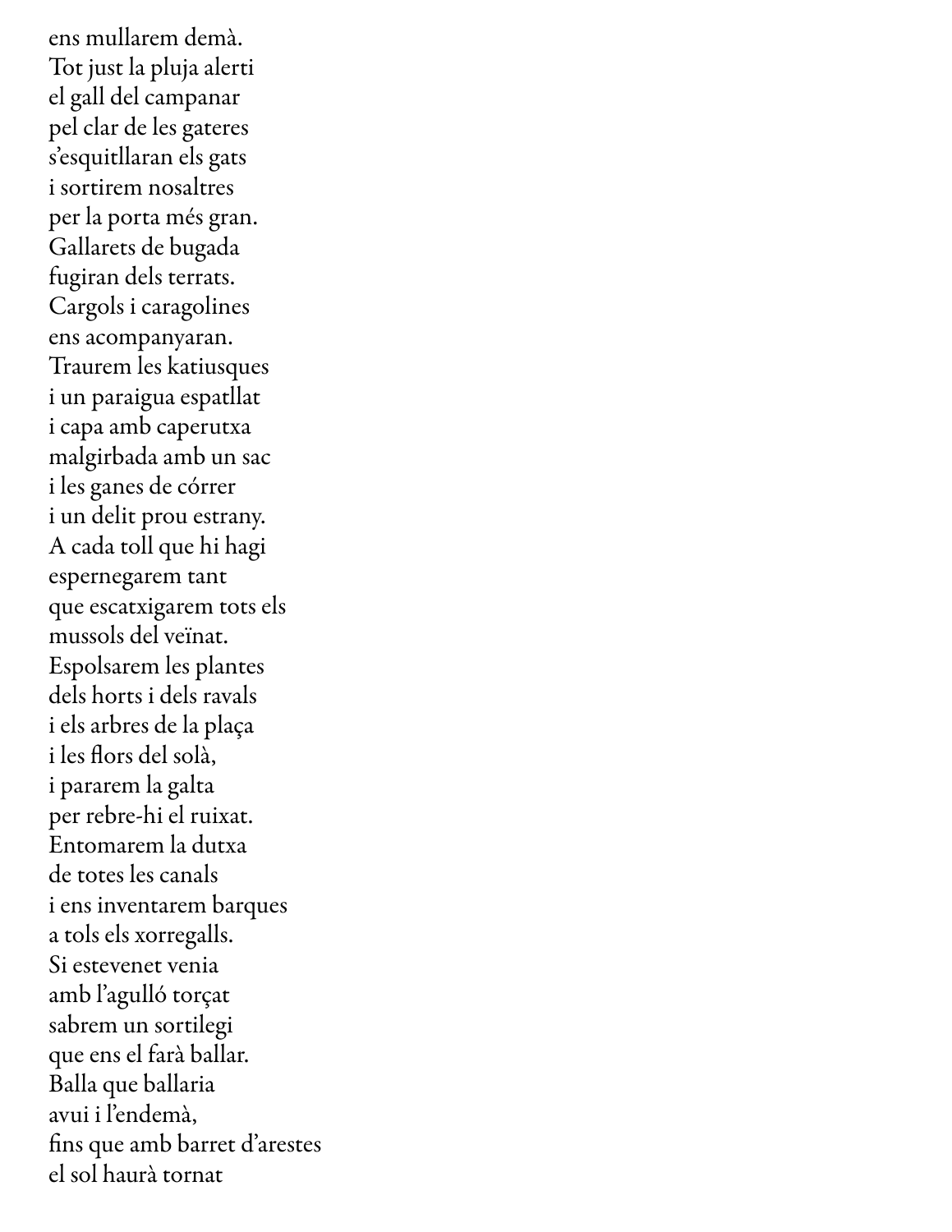ens mullarem demà.
Tot just la pluja alerti
el gall del campanar
pel clar de les gateres
s'esquitllaran els gats
i sortirem nosaltres
per la porta més gran.
Gallarets de bugada
fugiran dels terrats.
Cargols i caragolines
ens acompanyaran.
Traurem les katiusques
i un paraigua espatllat
i capa amb caperutxa
malgirbada amb un sac
i les ganes de córrer
i un delit prou estrany.
A cada toll que hi hagi
espernegarem tant
que escatxigarem tots els
mussols del veïnat.
Espolsarem les plantes
dels horts i dels ravals
i els arbres de la plaça
i les flors del solà,
i pararem la galta
per rebre-hi el ruixat.
Entomarem la dutxa
de totes les canals
i ens inventarem barques
a tols els xorregalls.
Si estevenet venia
amb l'agulló torçat
sabrem un sortilegi
que ens el farà ballar.
Balla que ballaria
avui i l'endemà,
fins que amb barret d'arestes
el sol haurà tornat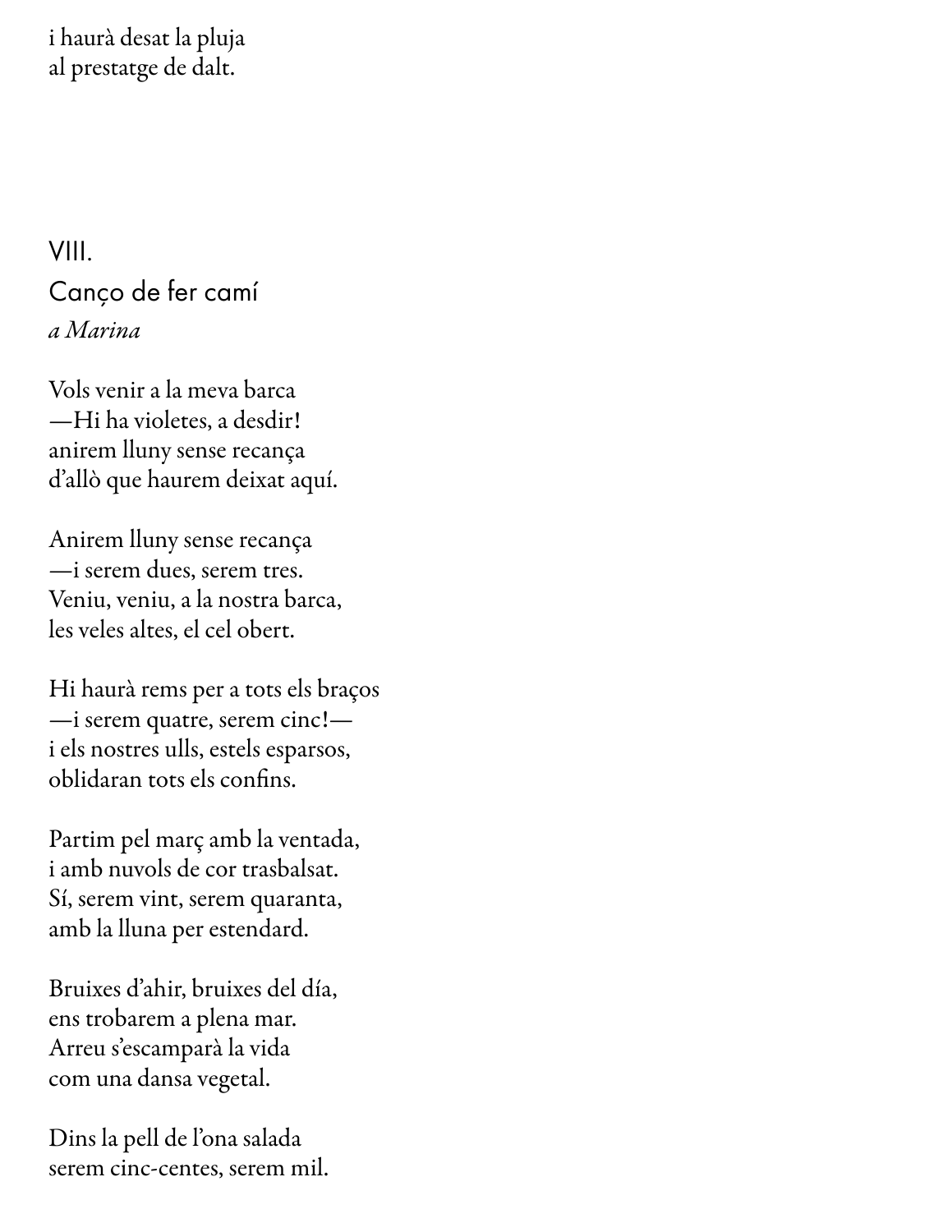i haurà desat la pluja
al prestatge de dalt.

## VIII.

## Canço de fer camí

*a Marina*

Vols venir a la meva barca
—Hi ha violetes, a desdir!
anirem lluny sense recança
d'allò que haurem deixat aquí.

Anirem lluny sense recança
—i serem dues, serem tres.
Veniu, veniu, a la nostra barca,
les veles altes, el cel obert.

Hi haurà rems per a tots els braços
—i serem quatre, serem cinc!—
i els nostres ulls, estels esparsos,
oblidaran tots els confins.

Partim pel març amb la ventada,
i amb nuvols de cor trasbalsat.
Sí, serem vint, serem quaranta,
amb la lluna per estendard.

Bruixes d'ahir, bruixes del día,
ens trobarem a plena mar.
Arreu s'escamparà la vida
com una dansa vegetal.

Dins la pell de l'ona salada
serem cinc-centes, serem mil.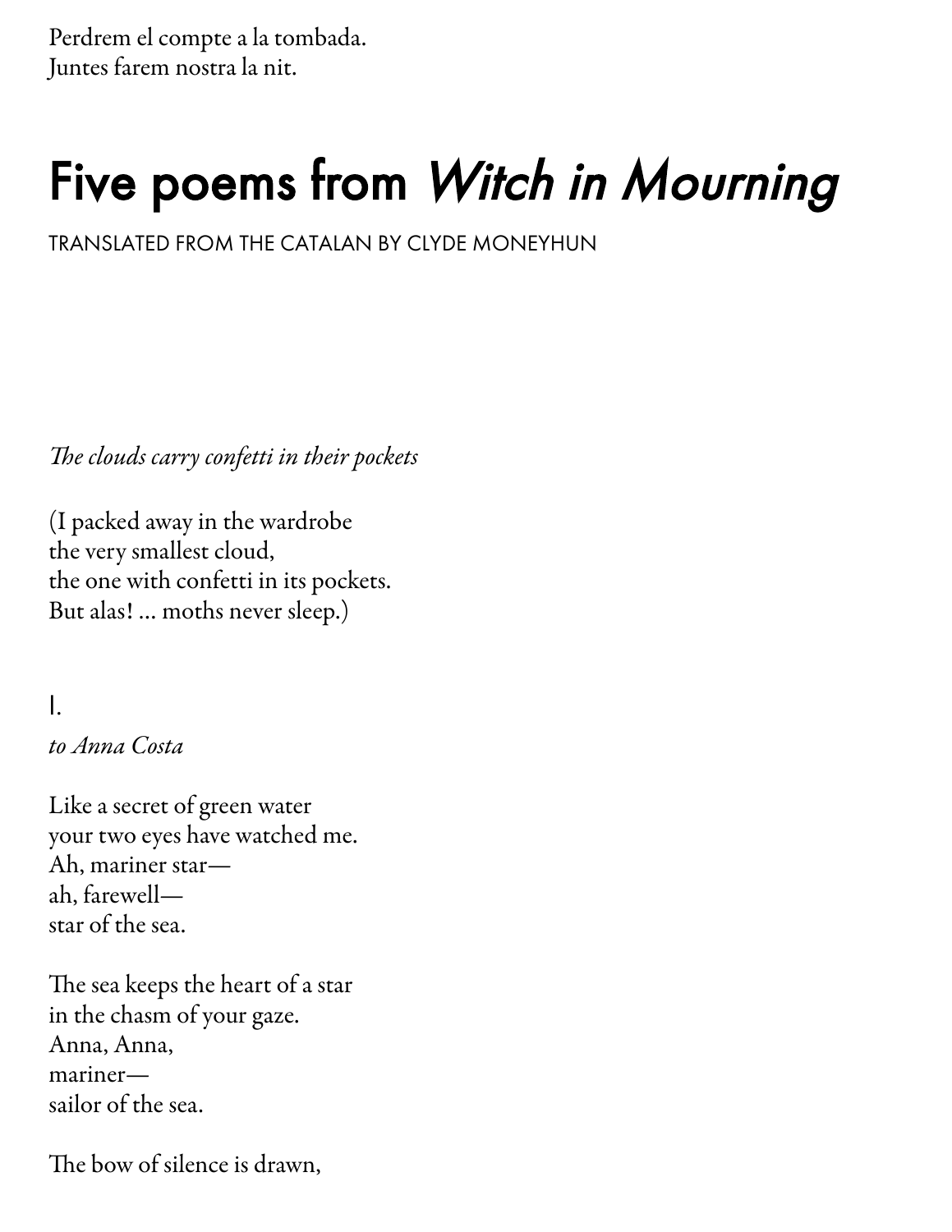Perdrem el compte a la tombada.
Juntes farem nostra la nit.

# Five poems from *Witch in Mourning*

TRANSLATED FROM THE CATALAN BY CLYDE MONEYHUN

*The clouds carry confetti in their pockets*

(I packed away in the wardrobe
the very smallest cloud,
the one with confetti in its pockets.
But alas! ... moths never sleep.)

## I.

*to Anna Costa*

Like a secret of green water
your two eyes have watched me.
Ah, mariner star—
ah, farewell—
star of the sea.

The sea keeps the heart of a star
in the chasm of your gaze.
Anna, Anna,
mariner—
sailor of the sea.

The bow of silence is drawn,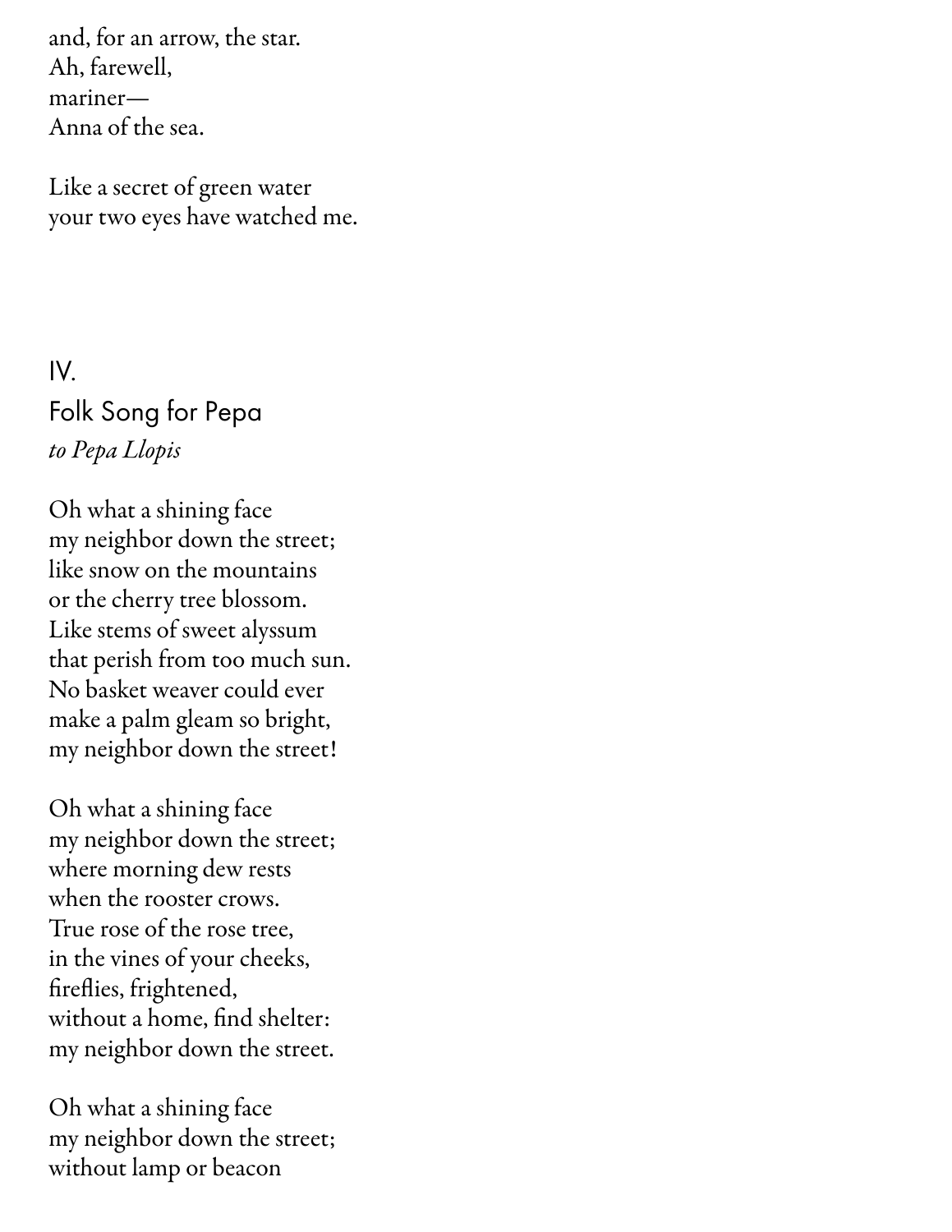and, for an arrow, the star.
Ah, farewell,
mariner—
Anna of the sea.

Like a secret of green water
your two eyes have watched me.

## IV.

## Folk Song for Pepa

*to Pepa Llopis*

Oh what a shining face
my neighbor down the street;
like snow on the mountains
or the cherry tree blossom.
Like stems of sweet alyssum
that perish from too much sun.
No basket weaver could ever
make a palm gleam so bright,
my neighbor down the street!

Oh what a shining face
my neighbor down the street;
where morning dew rests
when the rooster crows.
True rose of the rose tree,
in the vines of your cheeks,
fireflies, frightened,
without a home, find shelter:
my neighbor down the street.

Oh what a shining face
my neighbor down the street;
without lamp or beacon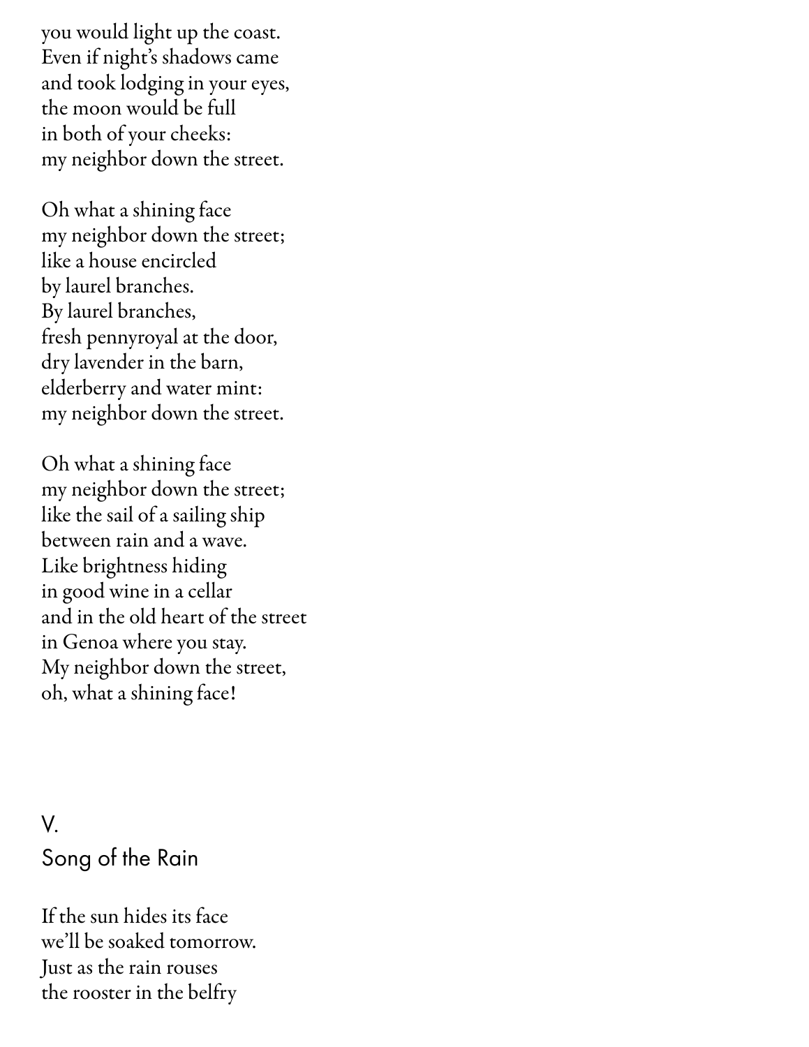you would light up the coast.
Even if night's shadows came
and took lodging in your eyes,
the moon would be full
in both of your cheeks:
my neighbor down the street.

Oh what a shining face
my neighbor down the street;
like a house encircled
by laurel branches.
By laurel branches,
fresh pennyroyal at the door,
dry lavender in the barn,
elderberry and water mint:
my neighbor down the street.

Oh what a shining face
my neighbor down the street;
like the sail of a sailing ship
between rain and a wave.
Like brightness hiding
in good wine in a cellar
and in the old heart of the street
in Genoa where you stay.
My neighbor down the street,
oh, what a shining face!

## V.
## Song of the Rain

If the sun hides its face
we'll be soaked tomorrow.
Just as the rain rouses
the rooster in the belfry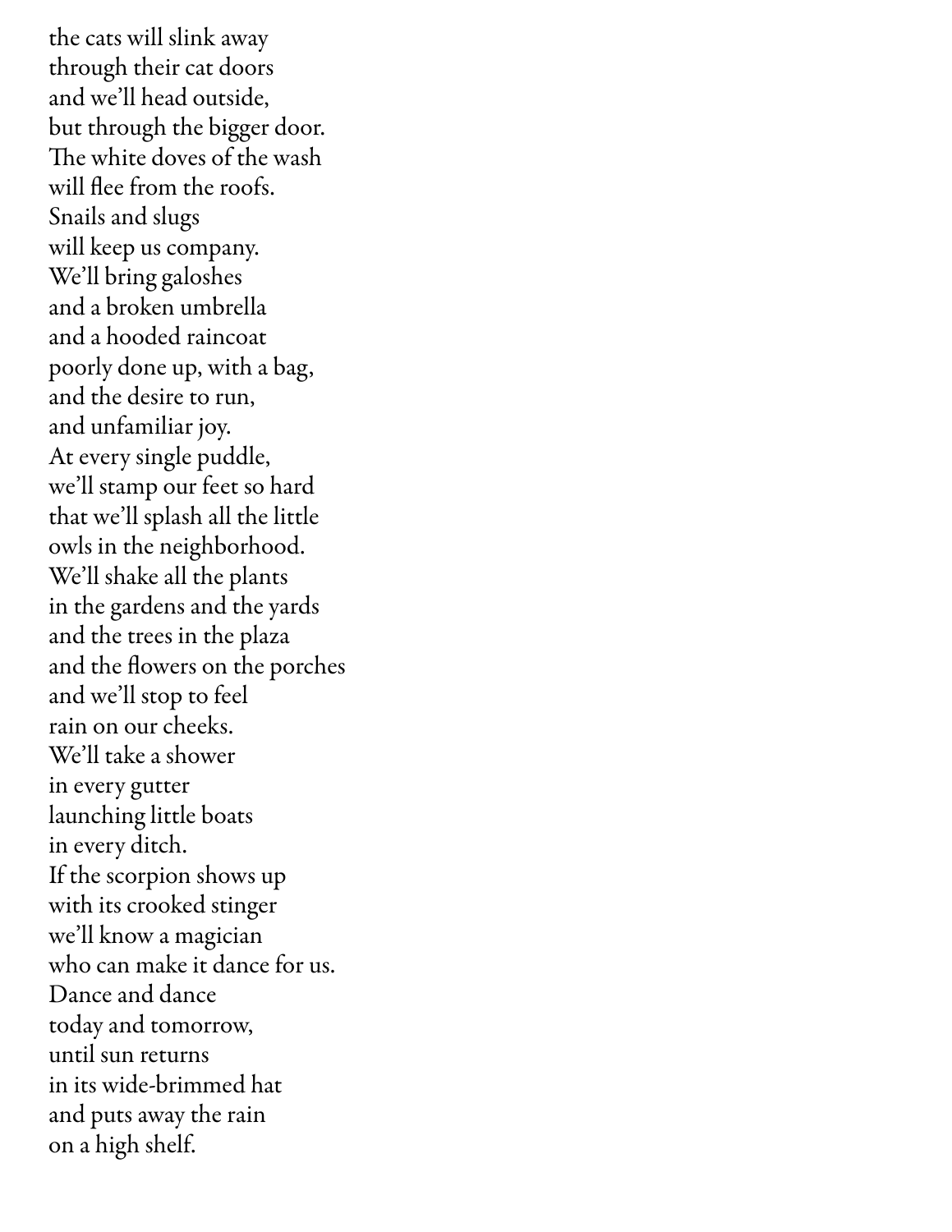the cats will slink away  
through their cat doors  
and we'll head outside,  
but through the bigger door.  
The white doves of the wash  
will flee from the roofs.  
Snails and slugs  
will keep us company.  
We'll bring galoshes  
and a broken umbrella  
and a hooded raincoat  
poorly done up, with a bag,  
and the desire to run,  
and unfamiliar joy.  
At every single puddle,  
we'll stamp our feet so hard  
that we'll splash all the little  
owls in the neighborhood.  
We'll shake all the plants  
in the gardens and the yards  
and the trees in the plaza  
and the flowers on the porches  
and we'll stop to feel  
rain on our cheeks.  
We'll take a shower  
in every gutter  
launching little boats  
in every ditch.  
If the scorpion shows up  
with its crooked stinger  
we'll know a magician  
who can make it dance for us.  
Dance and dance  
today and tomorrow,  
until sun returns  
in its wide-brimmed hat  
and puts away the rain  
on a high shelf.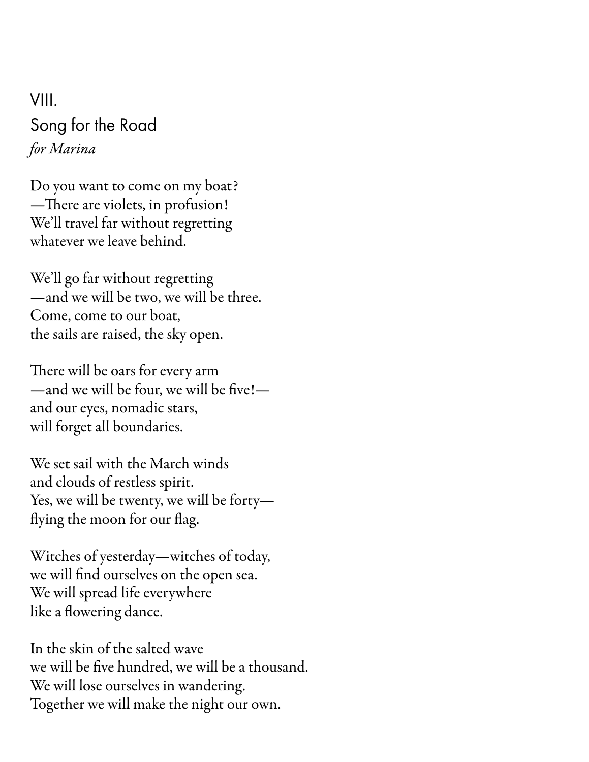## VIII.

## Song for the Road

*for Marina*

Do you want to come on my boat?
—There are violets, in profusion!
We'll travel far without regretting
whatever we leave behind.

We'll go far without regretting
—and we will be two, we will be three.
Come, come to our boat,
the sails are raised, the sky open.

There will be oars for every arm
—and we will be four, we will be five!—
and our eyes, nomadic stars,
will forget all boundaries.

We set sail with the March winds
and clouds of restless spirit.
Yes, we will be twenty, we will be forty—
flying the moon for our flag.

Witches of yesterday—witches of today,
we will find ourselves on the open sea.
We will spread life everywhere
like a flowering dance.

In the skin of the salted wave
we will be five hundred, we will be a thousand.
We will lose ourselves in wandering.
Together we will make the night our own.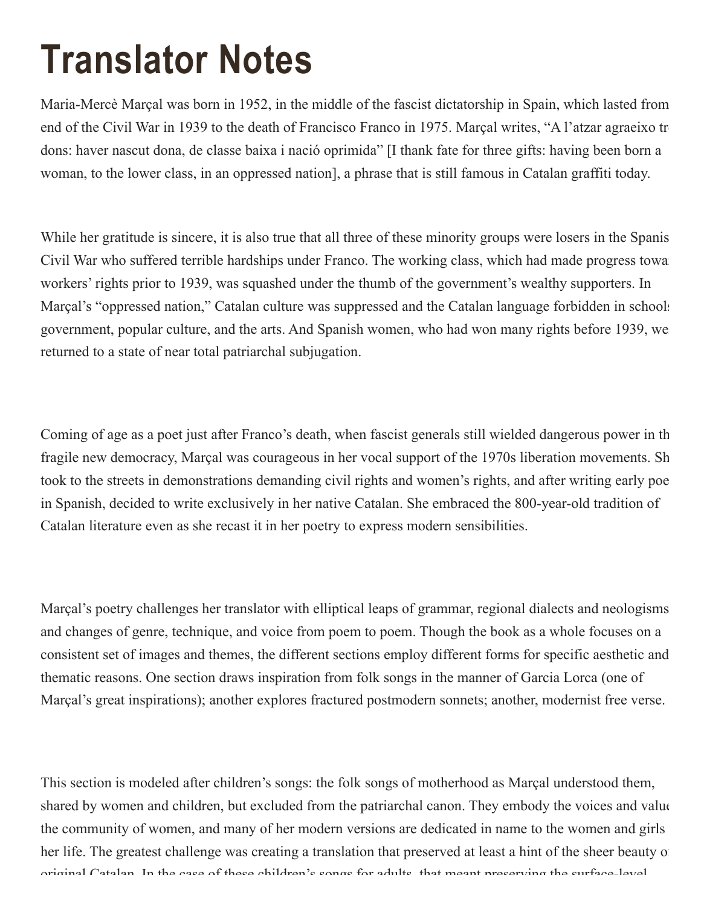# Translator Notes

Maria-Mercè Marçal was born in 1952, in the middle of the fascist dictatorship in Spain, which lasted from end of the Civil War in 1939 to the death of Francisco Franco in 1975. Marçal writes, "A l'atzar agraeixo tr dons: haver nascut dona, de classe baixa i nació oprimida" [I thank fate for three gifts: having been born a woman, to the lower class, in an oppressed nation], a phrase that is still famous in Catalan graffiti today.

While her gratitude is sincere, it is also true that all three of these minority groups were losers in the Spanis Civil War who suffered terrible hardships under Franco. The working class, which had made progress towa workers' rights prior to 1939, was squashed under the thumb of the government's wealthy supporters. In Marçal's "oppressed nation," Catalan culture was suppressed and the Catalan language forbidden in schools government, popular culture, and the arts. And Spanish women, who had won many rights before 1939, we returned to a state of near total patriarchal subjugation.

Coming of age as a poet just after Franco's death, when fascist generals still wielded dangerous power in th fragile new democracy, Marçal was courageous in her vocal support of the 1970s liberation movements. Sh took to the streets in demonstrations demanding civil rights and women's rights, and after writing early poe in Spanish, decided to write exclusively in her native Catalan. She embraced the 800-year-old tradition of Catalan literature even as she recast it in her poetry to express modern sensibilities.

Marçal's poetry challenges her translator with elliptical leaps of grammar, regional dialects and neologisms and changes of genre, technique, and voice from poem to poem. Though the book as a whole focuses on a consistent set of images and themes, the different sections employ different forms for specific aesthetic and thematic reasons. One section draws inspiration from folk songs in the manner of Garcia Lorca (one of Marçal's great inspirations); another explores fractured postmodern sonnets; another, modernist free verse.

This section is modeled after children's songs: the folk songs of motherhood as Marçal understood them, shared by women and children, but excluded from the patriarchal canon. They embody the voices and valu the community of women, and many of her modern versions are dedicated in name to the women and girls her life. The greatest challenge was creating a translation that preserved at least a hint of the sheer beauty o original Catalan. In the case of these children's songs for adults, that meant preserving the surface-level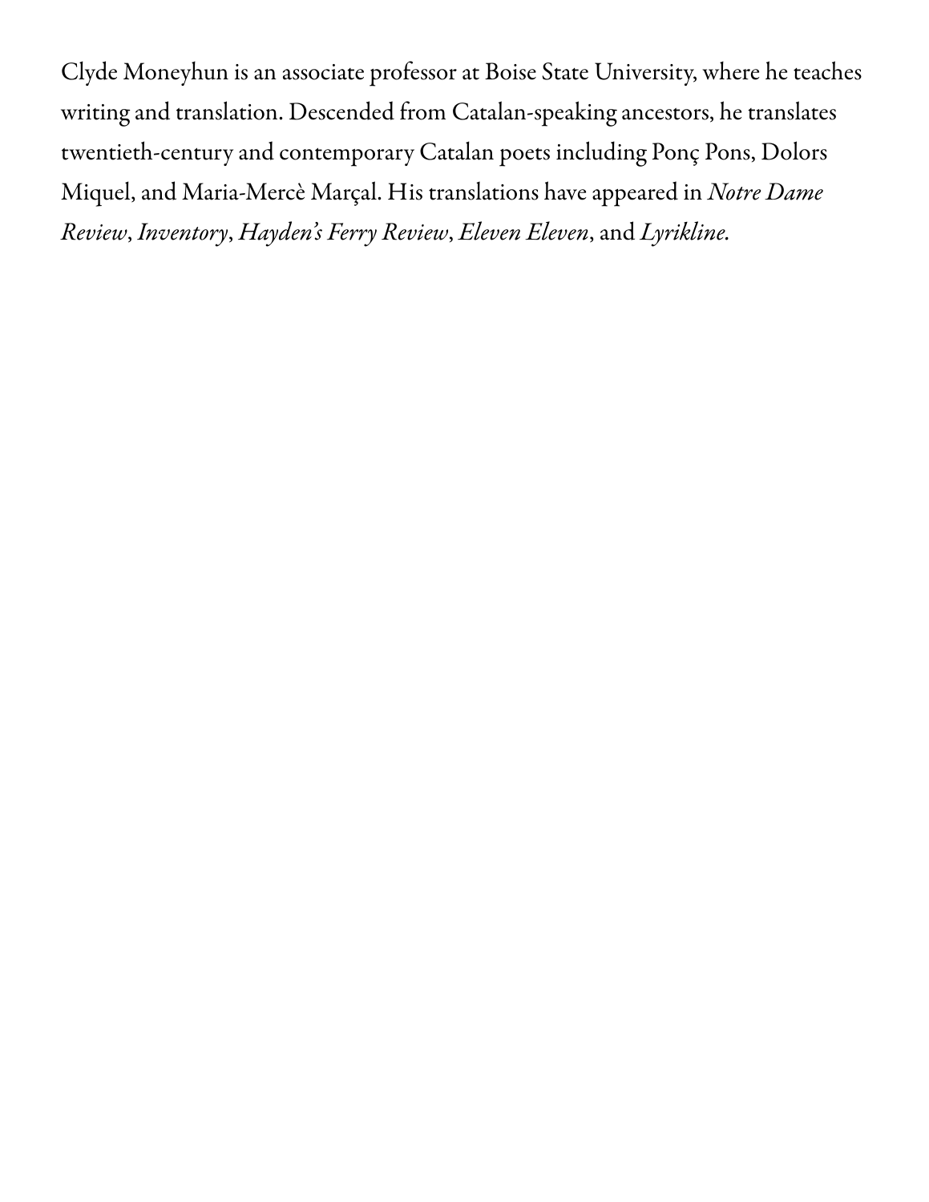Clyde Moneyhun is an associate professor at Boise State University, where he teaches writing and translation. Descended from Catalan-speaking ancestors, he translates twentieth-century and contemporary Catalan poets including Ponç Pons, Dolors Miquel, and Maria-Mercè Marçal. His translations have appeared in *Notre Dame Review*, *Inventory*, *Hayden's Ferry Review*, *Eleven Eleven*, and *Lyrikline*.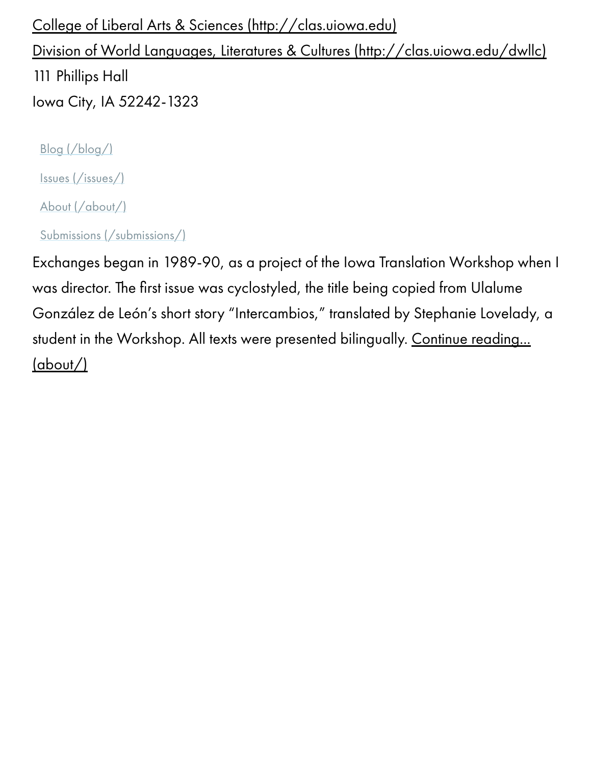College of Liberal Arts & Sciences (http://clas.uiowa.edu)

Division of World Languages, Literatures & Cultures (http://clas.uiowa.edu/dwllc)

111 Phillips Hall

Iowa City, IA 52242-1323

- Blog (/blog/)
- Issues (/issues/)
- About (/about/)
- Submissions (/submissions/)

Exchanges began in 1989-90, as a project of the Iowa Translation Workshop when I was director. The first issue was cyclostyled, the title being copied from Ulalume González de León's short story "Intercambios," translated by Stephanie Lovelady, a student in the Workshop. All texts were presented bilingually. Continue reading... (about/)